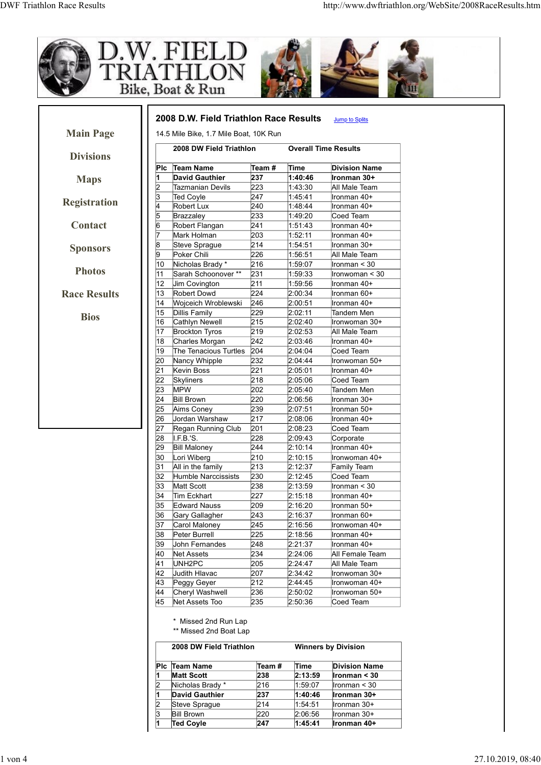# D.W. FIELD TRIATHLON

Bike, Boat & Run

- Main Page
- Divisions
- Maps
- Registration
- Contact
- Sponsors
- Photos
- Race Results
- Bios

## 2008 D.W. Field Triathlon Race Results

Jump to Splits

14.5 Mile Bike, 1.7 Mile Boat, 10K Run

**2008 DW Field Triathlon — Overall Time Results**

| Plc | Team Name | Team # | Time | Division Name |
|---|---|---|---|---|
| **1** | **David Gauthier** | **237** | **1:40:46** | **Ironman 30+** |
| 2 | Tazmanian Devils | 223 | 1:43:30 | All Male Team |
| 3 | Ted Coyle | 247 | 1:45:41 | Ironman 40+ |
| 4 | Robert Lux | 240 | 1:48:44 | Ironman 40+ |
| 5 | Brazzaley | 233 | 1:49:20 | Coed Team |
| 6 | Robert Flangan | 241 | 1:51:43 | Ironman 40+ |
| 7 | Mark Holman | 203 | 1:52:11 | Ironman 40+ |
| 8 | Steve Sprague | 214 | 1:54:51 | Ironman 30+ |
| 9 | Poker Chili | 226 | 1:56:51 | All Male Team |
| 10 | Nicholas Brady * | 216 | 1:59:07 | Ironman < 30 |
| 11 | Sarah Schoonover ** | 231 | 1:59:33 | Ironwoman < 30 |
| 12 | Jim Covington | 211 | 1:59:56 | Ironman 40+ |
| 13 | Robert Dowd | 224 | 2:00:34 | Ironman 60+ |
| 14 | Wojceich Wroblewski | 246 | 2:00:51 | Ironman 40+ |
| 15 | Dillis Family | 229 | 2:02:11 | Tandem Men |
| 16 | Cathlyn Newell | 215 | 2:02:40 | Ironwoman 30+ |
| 17 | Brockton Tyros | 219 | 2:02:53 | All Male Team |
| 18 | Charles Morgan | 242 | 2:03:46 | Ironman 40+ |
| 19 | The Tenacious Turtles | 204 | 2:04:04 | Coed Team |
| 20 | Nancy Whipple | 232 | 2:04:44 | Ironwoman 50+ |
| 21 | Kevin Boss | 221 | 2:05:01 | Ironman 40+ |
| 22 | Skyliners | 218 | 2:05:06 | Coed Team |
| 23 | MPW | 202 | 2:05:40 | Tandem Men |
| 24 | Bill Brown | 220 | 2:06:56 | Ironman 30+ |
| 25 | Aims Coney | 239 | 2:07:51 | Ironman 50+ |
| 26 | Jordan Warshaw | 217 | 2:08:06 | Ironman 40+ |
| 27 | Regan Running Club | 201 | 2:08:23 | Coed Team |
| 28 | I.F.B.'S. | 228 | 2:09:43 | Corporate |
| 29 | Bill Maloney | 244 | 2:10:14 | Ironman 40+ |
| 30 | Lori Wiberg | 210 | 2:10:15 | Ironwoman 40+ |
| 31 | All in the family | 213 | 2:12:37 | Family Team |
| 32 | Humble Narccissists | 230 | 2:12:45 | Coed Team |
| 33 | Matt Scott | 238 | 2:13:59 | Ironman < 30 |
| 34 | Tim Eckhart | 227 | 2:15:18 | Ironman 40+ |
| 35 | Edward Nauss | 209 | 2:16:20 | Ironman 50+ |
| 36 | Gary Gallagher | 243 | 2:16:37 | Ironman 60+ |
| 37 | Carol Maloney | 245 | 2:16:56 | Ironwoman 40+ |
| 38 | Peter Burrell | 225 | 2:18:56 | Ironman 40+ |
| 39 | John Fernandes | 248 | 2:21:37 | Ironman 40+ |
| 40 | Net Assets | 234 | 2:24:06 | All Female Team |
| 41 | UNH2PC | 205 | 2:24:47 | All Male Team |
| 42 | Judith Hlavac | 207 | 2:34:42 | Ironwoman 30+ |
| 43 | Peggy Geyer | 212 | 2:44:45 | Ironwoman 40+ |
| 44 | Cheryl Washwell | 236 | 2:50:02 | Ironwoman 50+ |
| 45 | Net Assets Too | 235 | 2:50:36 | Coed Team |

\* Missed 2nd Run Lap
\*\* Missed 2nd Boat Lap

**2008 DW Field Triathlon — Winners by Division**

| Plc | Team Name | Team # | Time | Division Name |
|---|---|---|---|---|
| **1** | **Matt Scott** | **238** | **2:13:59** | **Ironman < 30** |
| 2 | Nicholas Brady * | 216 | 1:59:07 | Ironman < 30 |
| **1** | **David Gauthier** | **237** | **1:40:46** | **Ironman 30+** |
| 2 | Steve Sprague | 214 | 1:54:51 | Ironman 30+ |
| 3 | Bill Brown | 220 | 2:06:56 | Ironman 30+ |
| **1** | **Ted Coyle** | **247** | **1:45:41** | **Ironman 40+** |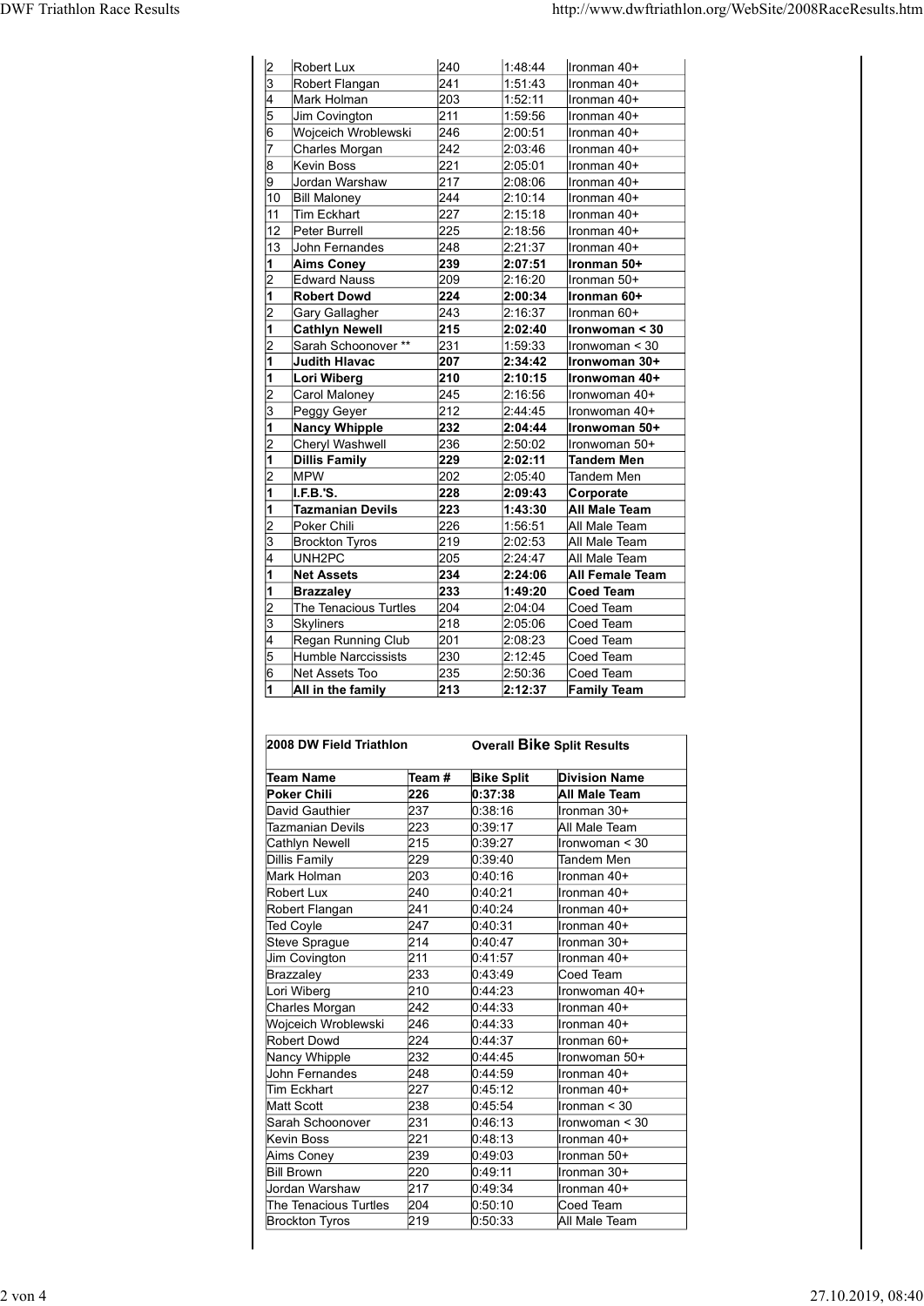| | | | | |
|---|---|---|---|---|
| 2 | Robert Lux | 240 | 1:48:44 | Ironman 40+ |
| 3 | Robert Flangan | 241 | 1:51:43 | Ironman 40+ |
| 4 | Mark Holman | 203 | 1:52:11 | Ironman 40+ |
| 5 | Jim Covington | 211 | 1:59:56 | Ironman 40+ |
| 6 | Wojceich Wroblewski | 246 | 2:00:51 | Ironman 40+ |
| 7 | Charles Morgan | 242 | 2:03:46 | Ironman 40+ |
| 8 | Kevin Boss | 221 | 2:05:01 | Ironman 40+ |
| 9 | Jordan Warshaw | 217 | 2:08:06 | Ironman 40+ |
| 10 | Bill Maloney | 244 | 2:10:14 | Ironman 40+ |
| 11 | Tim Eckhart | 227 | 2:15:18 | Ironman 40+ |
| 12 | Peter Burrell | 225 | 2:18:56 | Ironman 40+ |
| 13 | John Fernandes | 248 | 2:21:37 | Ironman 40+ |
| **1** | **Aims Coney** | **239** | **2:07:51** | **Ironman 50+** |
| 2 | Edward Nauss | 209 | 2:16:20 | Ironman 50+ |
| **1** | **Robert Dowd** | **224** | **2:00:34** | **Ironman 60+** |
| 2 | Gary Gallagher | 243 | 2:16:37 | Ironman 60+ |
| **1** | **Cathlyn Newell** | **215** | **2:02:40** | **Ironwoman < 30** |
| 2 | Sarah Schoonover ** | 231 | 1:59:33 | Ironwoman < 30 |
| **1** | **Judith Hlavac** | **207** | **2:34:42** | **Ironwoman 30+** |
| **1** | **Lori Wiberg** | **210** | **2:10:15** | **Ironwoman 40+** |
| 2 | Carol Maloney | 245 | 2:16:56 | Ironwoman 40+ |
| 3 | Peggy Geyer | 212 | 2:44:45 | Ironwoman 40+ |
| **1** | **Nancy Whipple** | **232** | **2:04:44** | **Ironwoman 50+** |
| 2 | Cheryl Washwell | 236 | 2:50:02 | Ironwoman 50+ |
| **1** | **Dillis Family** | **229** | **2:02:11** | **Tandem Men** |
| 2 | MPW | 202 | 2:05:40 | Tandem Men |
| **1** | **I.F.B.'S.** | **228** | **2:09:43** | **Corporate** |
| **1** | **Tazmanian Devils** | **223** | **1:43:30** | **All Male Team** |
| 2 | Poker Chili | 226 | 1:56:51 | All Male Team |
| 3 | Brockton Tyros | 219 | 2:02:53 | All Male Team |
| 4 | UNH2PC | 205 | 2:24:47 | All Male Team |
| **1** | **Net Assets** | **234** | **2:24:06** | **All Female Team** |
| **1** | **Brazzaley** | **233** | **1:49:20** | **Coed Team** |
| 2 | The Tenacious Turtles | 204 | 2:04:04 | Coed Team |
| 3 | Skyliners | 218 | 2:05:06 | Coed Team |
| 4 | Regan Running Club | 201 | 2:08:23 | Coed Team |
| 5 | Humble Narccissists | 230 | 2:12:45 | Coed Team |
| 6 | Net Assets Too | 235 | 2:50:36 | Coed Team |
| **1** | **All in the family** | **213** | **2:12:37** | **Family Team** |

**2008 DW Field Triathlon** — **Overall Bike Split Results**

| **Team Name** | **Team #** | **Bike Split** | **Division Name** |
|---|---|---|---|
| **Poker Chili** | **226** | **0:37:38** | **All Male Team** |
| David Gauthier | 237 | 0:38:16 | Ironman 30+ |
| Tazmanian Devils | 223 | 0:39:17 | All Male Team |
| Cathlyn Newell | 215 | 0:39:27 | Ironwoman < 30 |
| Dillis Family | 229 | 0:39:40 | Tandem Men |
| Mark Holman | 203 | 0:40:16 | Ironman 40+ |
| Robert Lux | 240 | 0:40:21 | Ironman 40+ |
| Robert Flangan | 241 | 0:40:24 | Ironman 40+ |
| Ted Coyle | 247 | 0:40:31 | Ironman 40+ |
| Steve Sprague | 214 | 0:40:47 | Ironman 30+ |
| Jim Covington | 211 | 0:41:57 | Ironman 40+ |
| Brazzaley | 233 | 0:43:49 | Coed Team |
| Lori Wiberg | 210 | 0:44:23 | Ironwoman 40+ |
| Charles Morgan | 242 | 0:44:33 | Ironman 40+ |
| Wojceich Wroblewski | 246 | 0:44:33 | Ironman 40+ |
| Robert Dowd | 224 | 0:44:37 | Ironman 60+ |
| Nancy Whipple | 232 | 0:44:45 | Ironwoman 50+ |
| John Fernandes | 248 | 0:44:59 | Ironman 40+ |
| Tim Eckhart | 227 | 0:45:12 | Ironman 40+ |
| Matt Scott | 238 | 0:45:54 | Ironman < 30 |
| Sarah Schoonover | 231 | 0:46:13 | Ironwoman < 30 |
| Kevin Boss | 221 | 0:48:13 | Ironman 40+ |
| Aims Coney | 239 | 0:49:03 | Ironman 50+ |
| Bill Brown | 220 | 0:49:11 | Ironman 30+ |
| Jordan Warshaw | 217 | 0:49:34 | Ironman 40+ |
| The Tenacious Turtles | 204 | 0:50:10 | Coed Team |
| Brockton Tyros | 219 | 0:50:33 | All Male Team |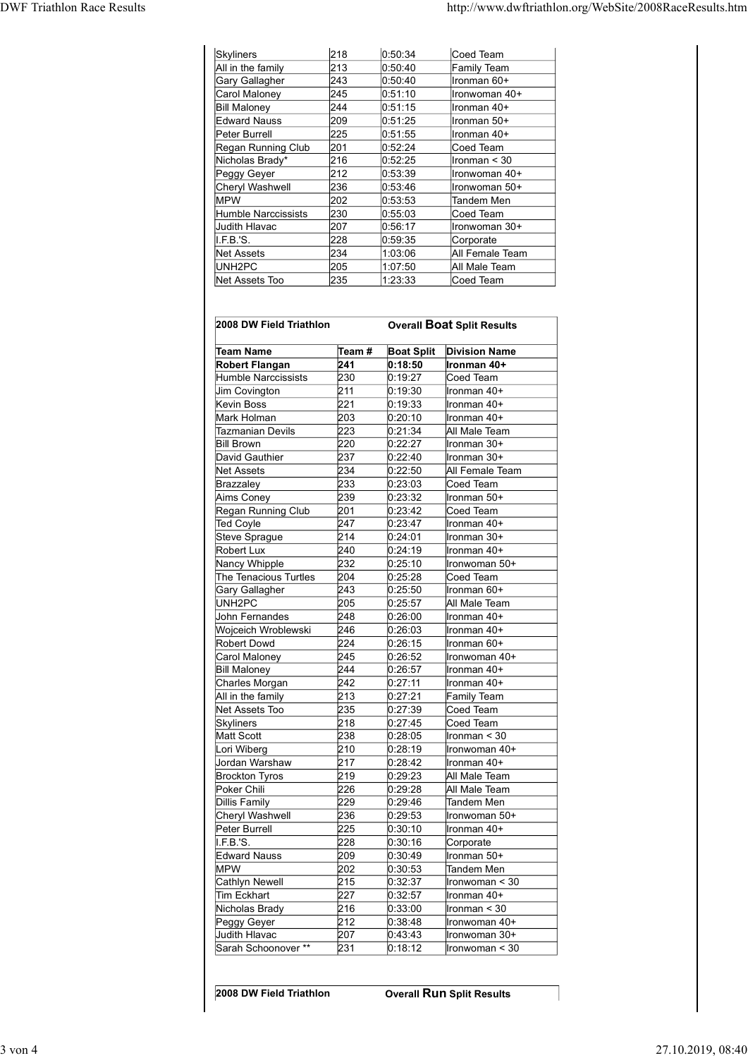| | | | |
|---|---|---|---|
| Skyliners | 218 | 0:50:34 | Coed Team |
| All in the family | 213 | 0:50:40 | Family Team |
| Gary Gallagher | 243 | 0:50:40 | Ironman 60+ |
| Carol Maloney | 245 | 0:51:10 | Ironwoman 40+ |
| Bill Maloney | 244 | 0:51:15 | Ironman 40+ |
| Edward Nauss | 209 | 0:51:25 | Ironman 50+ |
| Peter Burrell | 225 | 0:51:55 | Ironman 40+ |
| Regan Running Club | 201 | 0:52:24 | Coed Team |
| Nicholas Brady* | 216 | 0:52:25 | Ironman < 30 |
| Peggy Geyer | 212 | 0:53:39 | Ironwoman 40+ |
| Cheryl Washwell | 236 | 0:53:46 | Ironwoman 50+ |
| MPW | 202 | 0:53:53 | Tandem Men |
| Humble Narccissists | 230 | 0:55:03 | Coed Team |
| Judith Hlavac | 207 | 0:56:17 | Ironwoman 30+ |
| I.F.B.'S. | 228 | 0:59:35 | Corporate |
| Net Assets | 234 | 1:03:06 | All Female Team |
| UNH2PC | 205 | 1:07:50 | All Male Team |
| Net Assets Too | 235 | 1:23:33 | Coed Team |

**2008 DW Field Triathlon** **Overall Boat Split Results**

| Team Name | Team # | Boat Split | Division Name |
|---|---|---|---|
| **Robert Flangan** | **241** | **0:18:50** | **Ironman 40+** |
| Humble Narccissists | 230 | 0:19:27 | Coed Team |
| Jim Covington | 211 | 0:19:30 | Ironman 40+ |
| Kevin Boss | 221 | 0:19:33 | Ironman 40+ |
| Mark Holman | 203 | 0:20:10 | Ironman 40+ |
| Tazmanian Devils | 223 | 0:21:34 | All Male Team |
| Bill Brown | 220 | 0:22:27 | Ironman 30+ |
| David Gauthier | 237 | 0:22:40 | Ironman 30+ |
| Net Assets | 234 | 0:22:50 | All Female Team |
| Brazzaley | 233 | 0:23:03 | Coed Team |
| Aims Coney | 239 | 0:23:32 | Ironman 50+ |
| Regan Running Club | 201 | 0:23:42 | Coed Team |
| Ted Coyle | 247 | 0:23:47 | Ironman 40+ |
| Steve Sprague | 214 | 0:24:01 | Ironman 30+ |
| Robert Lux | 240 | 0:24:19 | Ironman 40+ |
| Nancy Whipple | 232 | 0:25:10 | Ironwoman 50+ |
| The Tenacious Turtles | 204 | 0:25:28 | Coed Team |
| Gary Gallagher | 243 | 0:25:50 | Ironman 60+ |
| UNH2PC | 205 | 0:25:57 | All Male Team |
| John Fernandes | 248 | 0:26:00 | Ironman 40+ |
| Wojceich Wroblewski | 246 | 0:26:03 | Ironman 40+ |
| Robert Dowd | 224 | 0:26:15 | Ironman 60+ |
| Carol Maloney | 245 | 0:26:52 | Ironwoman 40+ |
| Bill Maloney | 244 | 0:26:57 | Ironman 40+ |
| Charles Morgan | 242 | 0:27:11 | Ironman 40+ |
| All in the family | 213 | 0:27:21 | Family Team |
| Net Assets Too | 235 | 0:27:39 | Coed Team |
| Skyliners | 218 | 0:27:45 | Coed Team |
| Matt Scott | 238 | 0:28:05 | Ironman < 30 |
| Lori Wiberg | 210 | 0:28:19 | Ironwoman 40+ |
| Jordan Warshaw | 217 | 0:28:42 | Ironman 40+ |
| Brockton Tyros | 219 | 0:29:23 | All Male Team |
| Poker Chili | 226 | 0:29:28 | All Male Team |
| Dillis Family | 229 | 0:29:46 | Tandem Men |
| Cheryl Washwell | 236 | 0:29:53 | Ironwoman 50+ |
| Peter Burrell | 225 | 0:30:10 | Ironman 40+ |
| I.F.B.'S. | 228 | 0:30:16 | Corporate |
| Edward Nauss | 209 | 0:30:49 | Ironman 50+ |
| MPW | 202 | 0:30:53 | Tandem Men |
| Cathlyn Newell | 215 | 0:32:37 | Ironwoman < 30 |
| Tim Eckhart | 227 | 0:32:57 | Ironman 40+ |
| Nicholas Brady | 216 | 0:33:00 | Ironman < 30 |
| Peggy Geyer | 212 | 0:38:48 | Ironwoman 40+ |
| Judith Hlavac | 207 | 0:43:43 | Ironwoman 30+ |
| Sarah Schoonover ** | 231 | 0:18:12 | Ironwoman < 30 |

**2008 DW Field Triathlon** **Overall Run Split Results**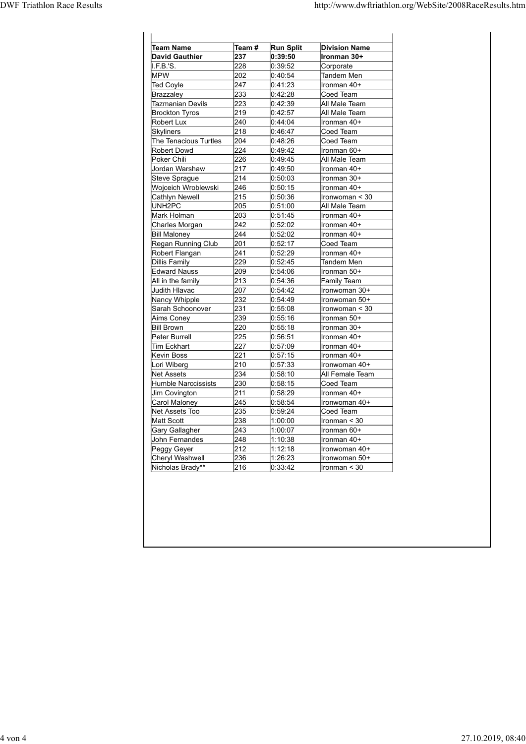| Team Name | Team # | Run Split | Division Name |
|---|---|---|---|
| **David Gauthier** | **237** | **0:39:50** | **Ironman 30+** |
| I.F.B.'S. | 228 | 0:39:52 | Corporate |
| MPW | 202 | 0:40:54 | Tandem Men |
| Ted Coyle | 247 | 0:41:23 | Ironman 40+ |
| Brazzaley | 233 | 0:42:28 | Coed Team |
| Tazmanian Devils | 223 | 0:42:39 | All Male Team |
| Brockton Tyros | 219 | 0:42:57 | All Male Team |
| Robert Lux | 240 | 0:44:04 | Ironman 40+ |
| Skyliners | 218 | 0:46:47 | Coed Team |
| The Tenacious Turtles | 204 | 0:48:26 | Coed Team |
| Robert Dowd | 224 | 0:49:42 | Ironman 60+ |
| Poker Chili | 226 | 0:49:45 | All Male Team |
| Jordan Warshaw | 217 | 0:49:50 | Ironman 40+ |
| Steve Sprague | 214 | 0:50:03 | Ironman 30+ |
| Wojceich Wroblewski | 246 | 0:50:15 | Ironman 40+ |
| Cathlyn Newell | 215 | 0:50:36 | Ironwoman < 30 |
| UNH2PC | 205 | 0:51:00 | All Male Team |
| Mark Holman | 203 | 0:51:45 | Ironman 40+ |
| Charles Morgan | 242 | 0:52:02 | Ironman 40+ |
| Bill Maloney | 244 | 0:52:02 | Ironman 40+ |
| Regan Running Club | 201 | 0:52:17 | Coed Team |
| Robert Flangan | 241 | 0:52:29 | Ironman 40+ |
| Dillis Family | 229 | 0:52:45 | Tandem Men |
| Edward Nauss | 209 | 0:54:06 | Ironman 50+ |
| All in the family | 213 | 0:54:36 | Family Team |
| Judith Hlavac | 207 | 0:54:42 | Ironwoman 30+ |
| Nancy Whipple | 232 | 0:54:49 | Ironwoman 50+ |
| Sarah Schoonover | 231 | 0:55:08 | Ironwoman < 30 |
| Aims Coney | 239 | 0:55:16 | Ironman 50+ |
| Bill Brown | 220 | 0:55:18 | Ironman 30+ |
| Peter Burrell | 225 | 0:56:51 | Ironman 40+ |
| Tim Eckhart | 227 | 0:57:09 | Ironman 40+ |
| Kevin Boss | 221 | 0:57:15 | Ironman 40+ |
| Lori Wiberg | 210 | 0:57:33 | Ironwoman 40+ |
| Net Assets | 234 | 0:58:10 | All Female Team |
| Humble Narccissists | 230 | 0:58:15 | Coed Team |
| Jim Covington | 211 | 0:58:29 | Ironman 40+ |
| Carol Maloney | 245 | 0:58:54 | Ironwoman 40+ |
| Net Assets Too | 235 | 0:59:24 | Coed Team |
| Matt Scott | 238 | 1:00:00 | Ironman < 30 |
| Gary Gallagher | 243 | 1:00:07 | Ironman 60+ |
| John Fernandes | 248 | 1:10:38 | Ironman 40+ |
| Peggy Geyer | 212 | 1:12:18 | Ironwoman 40+ |
| Cheryl Washwell | 236 | 1:26:23 | Ironwoman 50+ |
| Nicholas Brady** | 216 | 0:33:42 | Ironman < 30 |